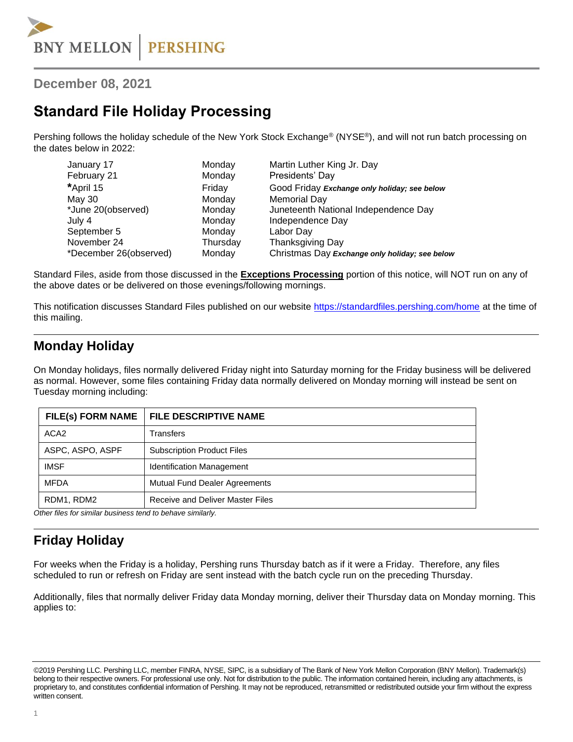BNY MELLON | PERSHING

December 08, 2021

# Standard File Holiday Processing

Pershing follows the holiday schedule of the New York Stock Exchange® (NYSE®), and will not run batch processing on the dates below in 2022:

| | | |
|---|---|---|
| January 17 | Monday | Martin Luther King Jr. Day |
| February 21 | Monday | Presidents' Day |
| ***April 15** | Friday | Good Friday ***Exchange only holiday; see below*** |
| May 30 | Monday | Memorial Day |
| *June 20(observed) | Monday | Juneteenth National Independence Day |
| July 4 | Monday | Independence Day |
| September 5 | Monday | Labor Day |
| November 24 | Thursday | Thanksgiving Day |
| *December 26(observed) | Monday | Christmas Day ***Exchange only holiday; see below*** |

Standard Files, aside from those discussed in the **Exceptions Processing** portion of this notice, will NOT run on any of the above dates or be delivered on those evenings/following mornings.

This notification discusses Standard Files published on our website https://standardfiles.pershing.com/home at the time of this mailing.

## Monday Holiday

On Monday holidays, files normally delivered Friday night into Saturday morning for the Friday business will be delivered as normal. However, some files containing Friday data normally delivered on Monday morning will instead be sent on Tuesday morning including:

| FILE(s) FORM NAME | FILE DESCRIPTIVE NAME |
|---|---|
| ACA2 | Transfers |
| ASPC, ASPO, ASPF | Subscription Product Files |
| IMSF | Identification Management |
| MFDA | Mutual Fund Dealer Agreements |
| RDM1, RDM2 | Receive and Deliver Master Files |

*Other files for similar business tend to behave similarly.*

## Friday Holiday

For weeks when the Friday is a holiday, Pershing runs Thursday batch as if it were a Friday. Therefore, any files scheduled to run or refresh on Friday are sent instead with the batch cycle run on the preceding Thursday.

Additionally, files that normally deliver Friday data Monday morning, deliver their Thursday data on Monday morning. This applies to:

©2019 Pershing LLC. Pershing LLC, member FINRA, NYSE, SIPC, is a subsidiary of The Bank of New York Mellon Corporation (BNY Mellon). Trademark(s) belong to their respective owners. For professional use only. Not for distribution to the public. The information contained herein, including any attachments, is proprietary to, and constitutes confidential information of Pershing. It may not be reproduced, retransmitted or redistributed outside your firm without the express written consent.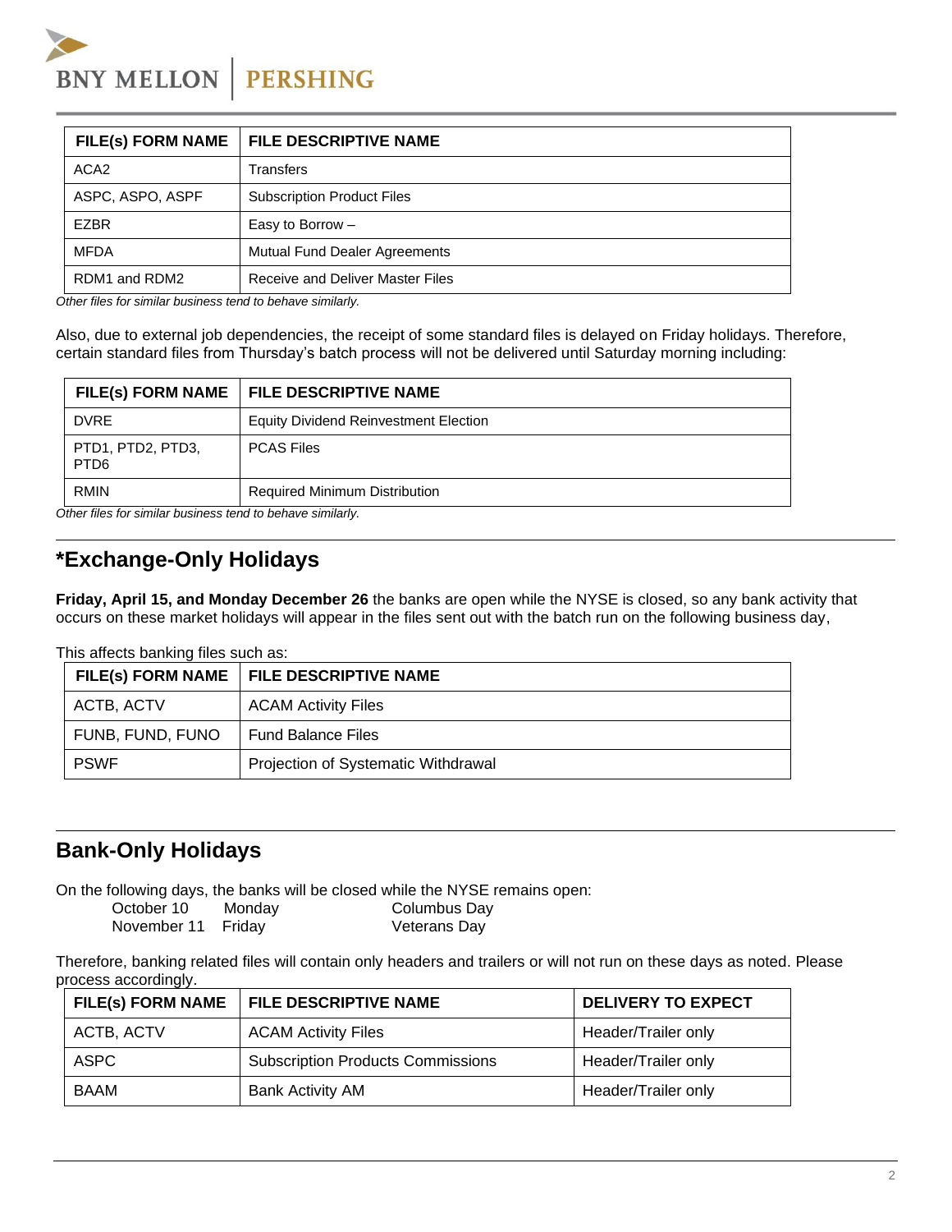| FILE(s) FORM NAME | FILE DESCRIPTIVE NAME |
|---|---|
| ACA2 | Transfers |
| ASPC, ASPO, ASPF | Subscription Product Files |
| EZBR | Easy to Borrow – |
| MFDA | Mutual Fund Dealer Agreements |
| RDM1 and RDM2 | Receive and Deliver Master Files |

*Other files for similar business tend to behave similarly.*

Also, due to external job dependencies, the receipt of some standard files is delayed on Friday holidays. Therefore, certain standard files from Thursday's batch process will not be delivered until Saturday morning including:

| FILE(s) FORM NAME | FILE DESCRIPTIVE NAME |
|---|---|
| DVRE | Equity Dividend Reinvestment Election |
| PTD1, PTD2, PTD3, PTD6 | PCAS Files |
| RMIN | Required Minimum Distribution |

*Other files for similar business tend to behave similarly.*

## *Exchange-Only Holidays

**Friday, April 15, and Monday December 26** the banks are open while the NYSE is closed, so any bank activity that occurs on these market holidays will appear in the files sent out with the batch run on the following business day,

This affects banking files such as:

| FILE(s) FORM NAME | FILE DESCRIPTIVE NAME |
|---|---|
| ACTB, ACTV | ACAM Activity Files |
| FUNB, FUND, FUNO | Fund Balance Files |
| PSWF | Projection of Systematic Withdrawal |

## Bank-Only Holidays

On the following days, the banks will be closed while the NYSE remains open:

| | | |
|---|---|---|
| October 10 | Monday | Columbus Day |
| November 11 | Friday | Veterans Day |

Therefore, banking related files will contain only headers and trailers or will not run on these days as noted. Please process accordingly.

| FILE(s) FORM NAME | FILE DESCRIPTIVE NAME | DELIVERY TO EXPECT |
|---|---|---|
| ACTB, ACTV | ACAM Activity Files | Header/Trailer only |
| ASPC | Subscription Products Commissions | Header/Trailer only |
| BAAM | Bank Activity AM | Header/Trailer only |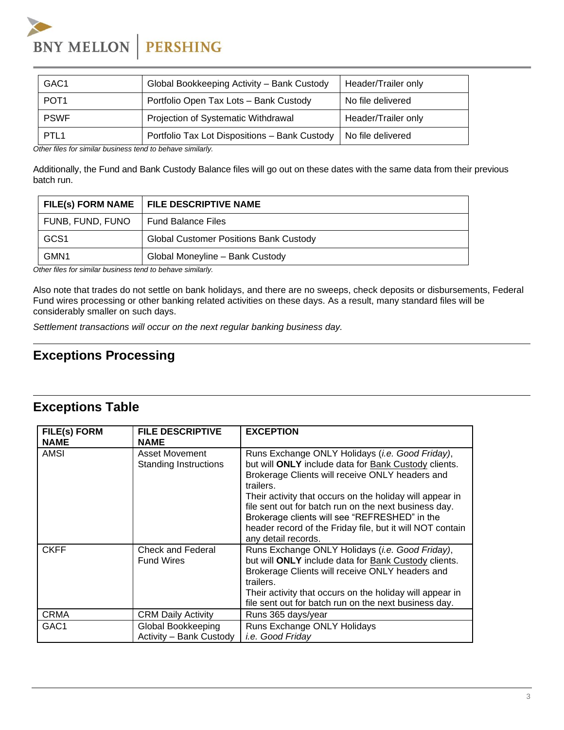| GAC1 | Global Bookkeeping Activity – Bank Custody | Header/Trailer only |
|---|---|---|
| POT1 | Portfolio Open Tax Lots – Bank Custody | No file delivered |
| PSWF | Projection of Systematic Withdrawal | Header/Trailer only |
| PTL1 | Portfolio Tax Lot Dispositions – Bank Custody | No file delivered |

*Other files for similar business tend to behave similarly.*

Additionally, the Fund and Bank Custody Balance files will go out on these dates with the same data from their previous batch run.

| FILE(s) FORM NAME | FILE DESCRIPTIVE NAME |
|---|---|
| FUNB, FUND, FUNO | Fund Balance Files |
| GCS1 | Global Customer Positions Bank Custody |
| GMN1 | Global Moneyline – Bank Custody |

*Other files for similar business tend to behave similarly.*

Also note that trades do not settle on bank holidays, and there are no sweeps, check deposits or disbursements, Federal Fund wires processing or other banking related activities on these days. As a result, many standard files will be considerably smaller on such days.

*Settlement transactions will occur on the next regular banking business day.*

## Exceptions Processing

## Exceptions Table

| FILE(s) FORM NAME | FILE DESCRIPTIVE NAME | EXCEPTION |
|---|---|---|
| AMSI | Asset Movement Standing Instructions | Runs Exchange ONLY Holidays (*i.e. Good Friday)*, but will **ONLY** include data for Bank Custody clients. Brokerage Clients will receive ONLY headers and trailers. Their activity that occurs on the holiday will appear in file sent out for batch run on the next business day. Brokerage clients will see "REFRESHED" in the header record of the Friday file, but it will NOT contain any detail records. |
| CKFF | Check and Federal Fund Wires | Runs Exchange ONLY Holidays (*i.e. Good Friday)*, but will **ONLY** include data for Bank Custody clients. Brokerage Clients will receive ONLY headers and trailers. Their activity that occurs on the holiday will appear in file sent out for batch run on the next business day. |
| CRMA | CRM Daily Activity | Runs 365 days/year |
| GAC1 | Global Bookkeeping Activity – Bank Custody | Runs Exchange ONLY Holidays *i.e. Good Friday* |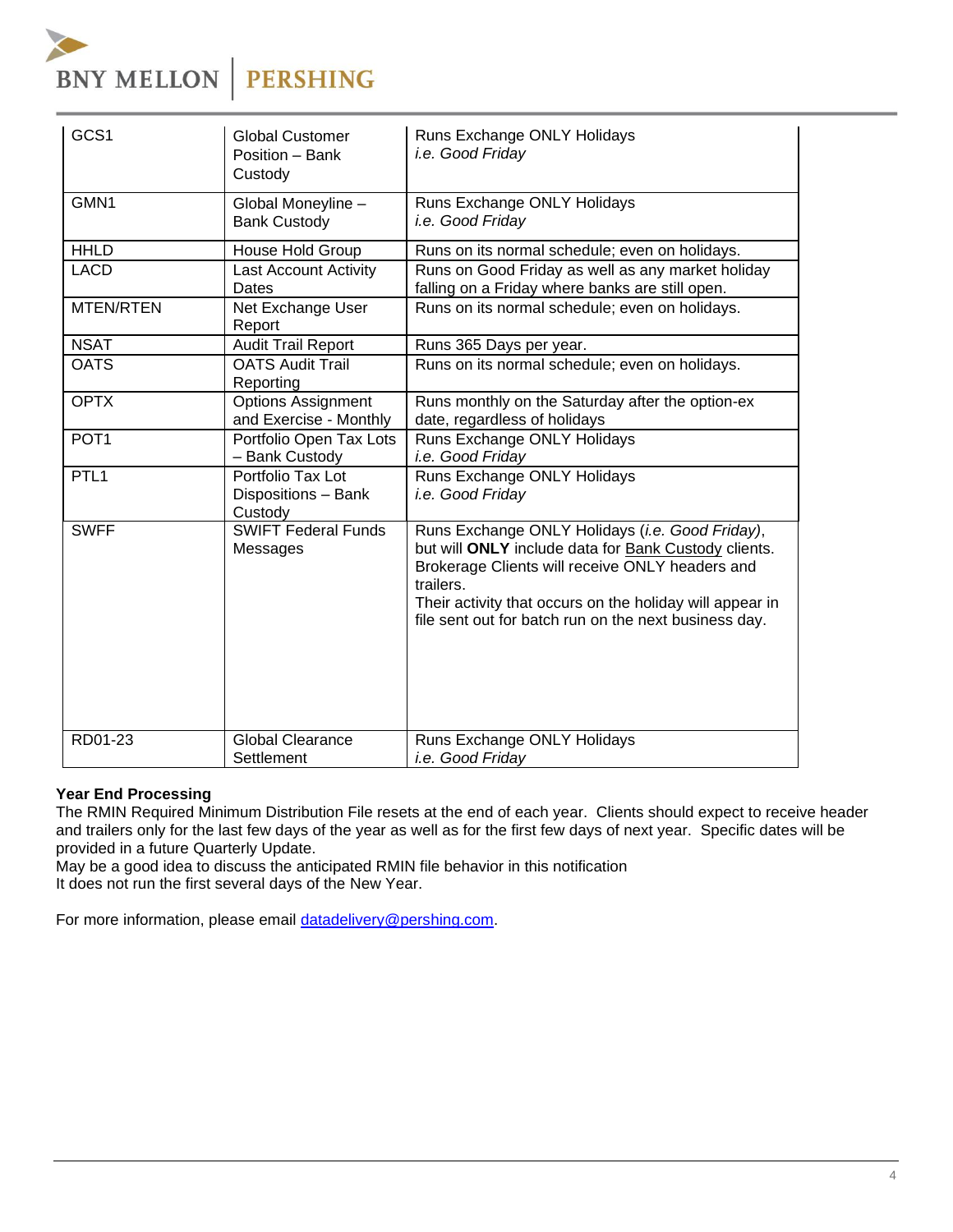| | | |
|---|---|---|
| GCS1 | Global Customer Position – Bank Custody | Runs Exchange ONLY Holidays *i.e. Good Friday* |
| GMN1 | Global Moneyline – Bank Custody | Runs Exchange ONLY Holidays *i.e. Good Friday* |
| HHLD | House Hold Group | Runs on its normal schedule; even on holidays. |
| LACD | Last Account Activity Dates | Runs on Good Friday as well as any market holiday falling on a Friday where banks are still open. |
| MTEN/RTEN | Net Exchange User Report | Runs on its normal schedule; even on holidays. |
| NSAT | Audit Trail Report | Runs 365 Days per year. |
| OATS | OATS Audit Trail Reporting | Runs on its normal schedule; even on holidays. |
| OPTX | Options Assignment and Exercise - Monthly | Runs monthly on the Saturday after the option-ex date, regardless of holidays |
| POT1 | Portfolio Open Tax Lots – Bank Custody | Runs Exchange ONLY Holidays *i.e. Good Friday* |
| PTL1 | Portfolio Tax Lot Dispositions – Bank Custody | Runs Exchange ONLY Holidays *i.e. Good Friday* |
| SWFF | SWIFT Federal Funds Messages | Runs Exchange ONLY Holidays (*i.e. Good Friday)*, but will **ONLY** include data for Bank Custody clients. Brokerage Clients will receive ONLY headers and trailers. Their activity that occurs on the holiday will appear in file sent out for batch run on the next business day. |
| RD01-23 | Global Clearance Settlement | Runs Exchange ONLY Holidays *i.e. Good Friday* |

**Year End Processing**

The RMIN Required Minimum Distribution File resets at the end of each year. Clients should expect to receive header and trailers only for the last few days of the year as well as for the first few days of next year. Specific dates will be provided in a future Quarterly Update.
May be a good idea to discuss the anticipated RMIN file behavior in this notification
It does not run the first several days of the New Year.

For more information, please email datadelivery@pershing.com.